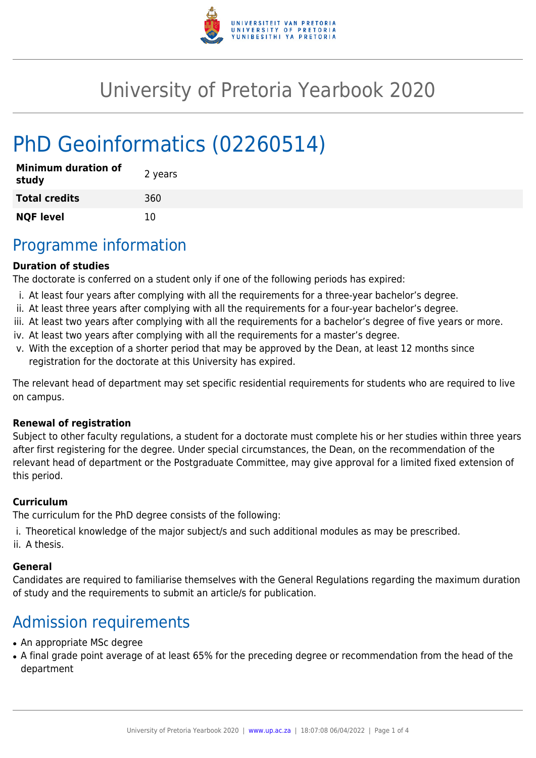# University of Pretoria Yearbook 2020

# PhD Geoinformatics (02260514)

| | |
|---|---|
| **Minimum duration of study** | 2 years |
| **Total credits** | 360 |
| **NQF level** | 10 |

## Programme information

**Duration of studies**

The doctorate is conferred on a student only if one of the following periods has expired:

i. At least four years after complying with all the requirements for a three-year bachelor's degree.
ii. At least three years after complying with all the requirements for a four-year bachelor's degree.
iii. At least two years after complying with all the requirements for a bachelor's degree of five years or more.
iv. At least two years after complying with all the requirements for a master's degree.
v. With the exception of a shorter period that may be approved by the Dean, at least 12 months since registration for the doctorate at this University has expired.

The relevant head of department may set specific residential requirements for students who are required to live on campus.

**Renewal of registration**

Subject to other faculty regulations, a student for a doctorate must complete his or her studies within three years after first registering for the degree. Under special circumstances, the Dean, on the recommendation of the relevant head of department or the Postgraduate Committee, may give approval for a limited fixed extension of this period.

**Curriculum**

The curriculum for the PhD degree consists of the following:

i. Theoretical knowledge of the major subject/s and such additional modules as may be prescribed.
ii. A thesis.

**General**

Candidates are required to familiarise themselves with the General Regulations regarding the maximum duration of study and the requirements to submit an article/s for publication.

## Admission requirements

- An appropriate MSc degree
- A final grade point average of at least 65% for the preceding degree or recommendation from the head of the department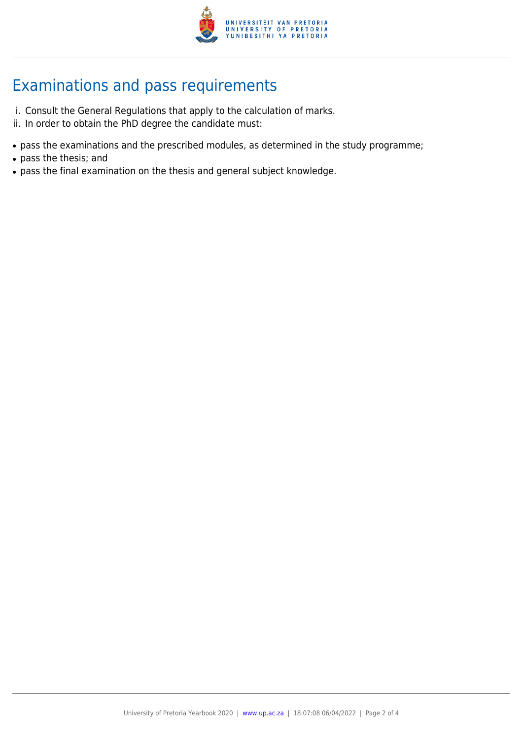## Examinations and pass requirements

i. Consult the General Regulations that apply to the calculation of marks.
ii. In order to obtain the PhD degree the candidate must:

- pass the examinations and the prescribed modules, as determined in the study programme;
- pass the thesis; and
- pass the final examination on the thesis and general subject knowledge.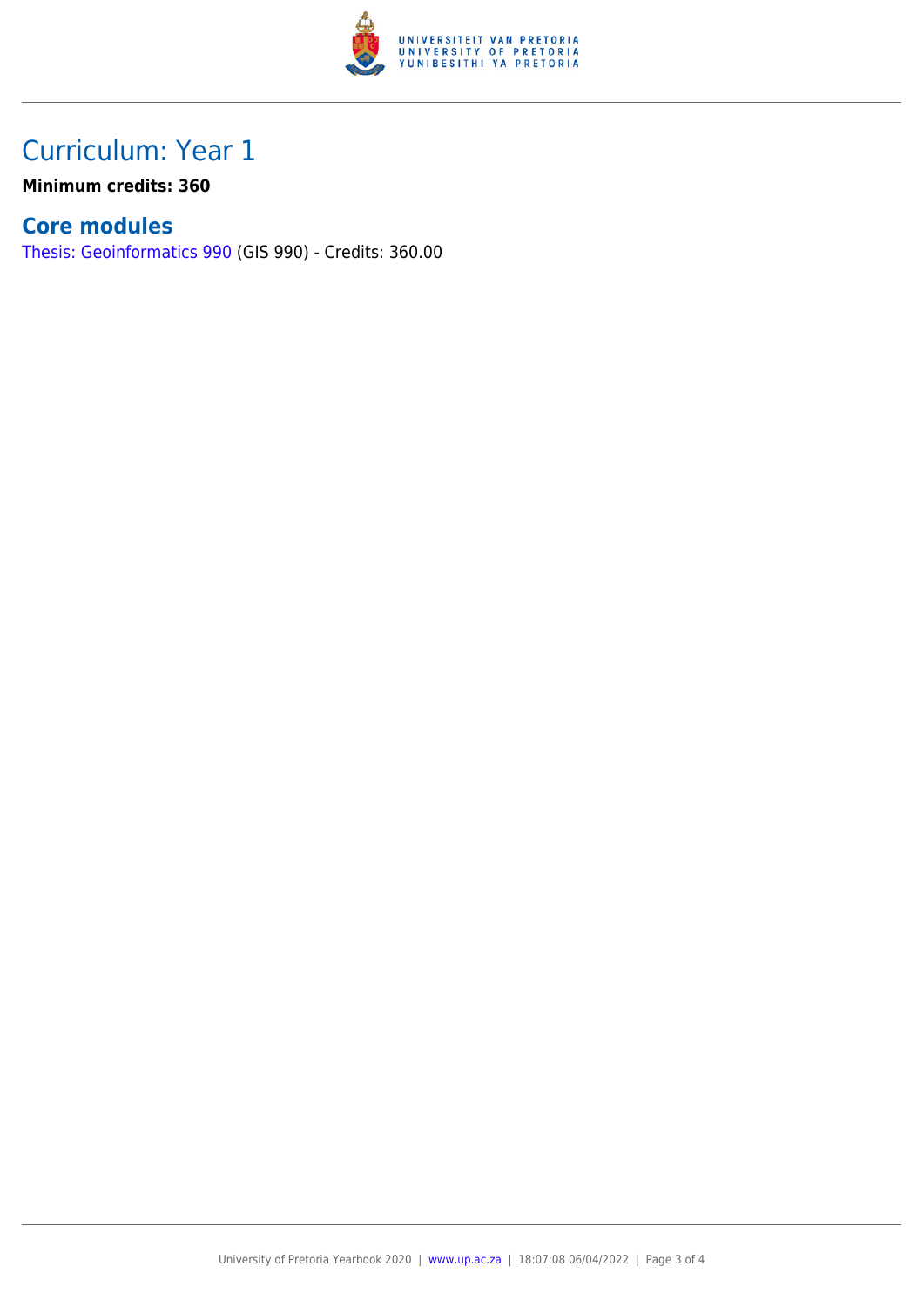## Curriculum: Year 1

**Minimum credits: 360**

### Core modules

Thesis: Geoinformatics 990 (GIS 990) - Credits: 360.00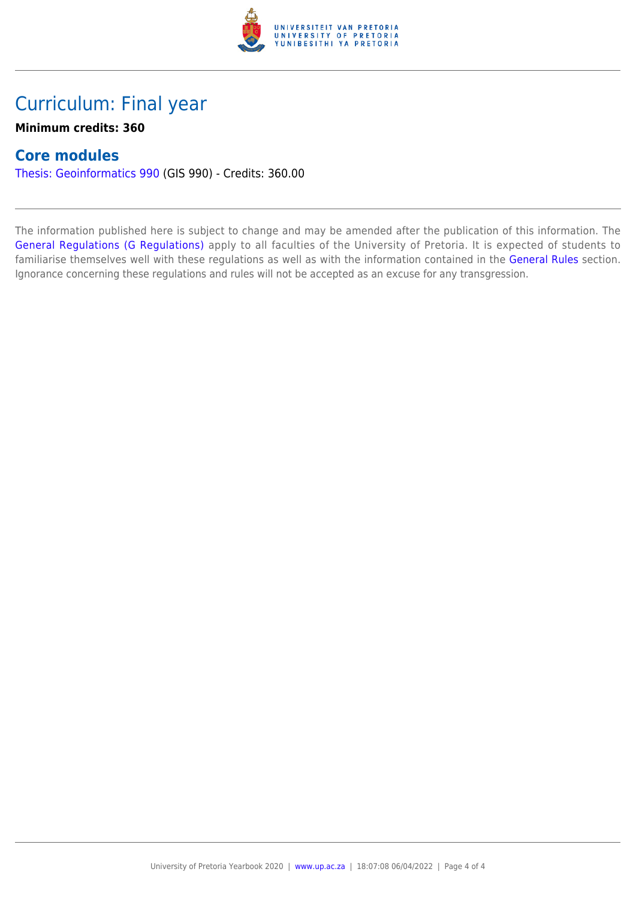## Curriculum: Final year

**Minimum credits: 360**

### Core modules

Thesis: Geoinformatics 990 (GIS 990) - Credits: 360.00

The information published here is subject to change and may be amended after the publication of this information. The General Regulations (G Regulations) apply to all faculties of the University of Pretoria. It is expected of students to familiarise themselves well with these regulations as well as with the information contained in the General Rules section. Ignorance concerning these regulations and rules will not be accepted as an excuse for any transgression.